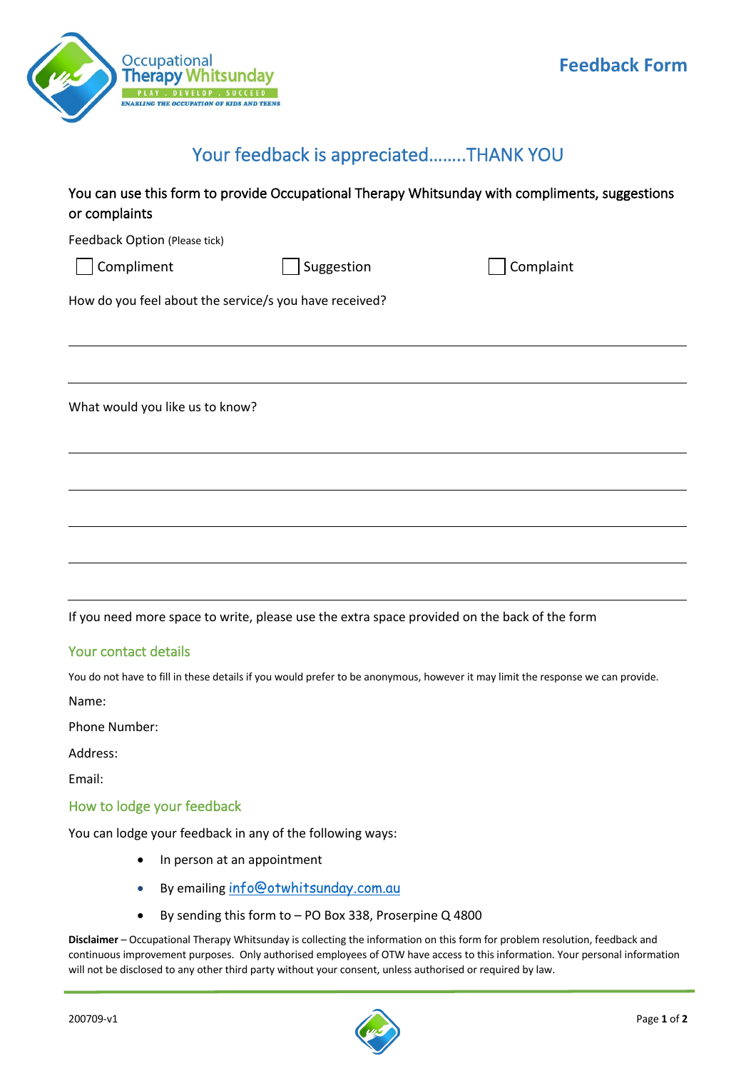Occupational Therapy Whitsunday

PLAY . DEVELOP . SUCCEED

ENABLING THE OCCUPATION OF KIDS AND TEENS

# Feedback Form

## Your feedback is appreciated……..THANK YOU

You can use this form to provide Occupational Therapy Whitsunday with compliments, suggestions or complaints

Feedback Option (Please tick)

☐ Compliment ☐ Suggestion ☐ Complaint

How do you feel about the service/s you have received?

\_\_\_\_\_\_\_\_\_\_\_\_\_\_\_\_\_\_\_\_\_\_\_\_\_\_\_\_\_\_\_\_\_\_\_\_\_\_\_\_\_\_\_\_\_\_\_\_\_\_\_\_\_\_\_\_\_\_\_\_\_\_\_\_\_\_\_\_\_\_\_\_\_\_\_\_\_\_

\_\_\_\_\_\_\_\_\_\_\_\_\_\_\_\_\_\_\_\_\_\_\_\_\_\_\_\_\_\_\_\_\_\_\_\_\_\_\_\_\_\_\_\_\_\_\_\_\_\_\_\_\_\_\_\_\_\_\_\_\_\_\_\_\_\_\_\_\_\_\_\_\_\_\_\_\_\_

What would you like us to know?

\_\_\_\_\_\_\_\_\_\_\_\_\_\_\_\_\_\_\_\_\_\_\_\_\_\_\_\_\_\_\_\_\_\_\_\_\_\_\_\_\_\_\_\_\_\_\_\_\_\_\_\_\_\_\_\_\_\_\_\_\_\_\_\_\_\_\_\_\_\_\_\_\_\_\_\_\_\_

\_\_\_\_\_\_\_\_\_\_\_\_\_\_\_\_\_\_\_\_\_\_\_\_\_\_\_\_\_\_\_\_\_\_\_\_\_\_\_\_\_\_\_\_\_\_\_\_\_\_\_\_\_\_\_\_\_\_\_\_\_\_\_\_\_\_\_\_\_\_\_\_\_\_\_\_\_\_

\_\_\_\_\_\_\_\_\_\_\_\_\_\_\_\_\_\_\_\_\_\_\_\_\_\_\_\_\_\_\_\_\_\_\_\_\_\_\_\_\_\_\_\_\_\_\_\_\_\_\_\_\_\_\_\_\_\_\_\_\_\_\_\_\_\_\_\_\_\_\_\_\_\_\_\_\_\_

\_\_\_\_\_\_\_\_\_\_\_\_\_\_\_\_\_\_\_\_\_\_\_\_\_\_\_\_\_\_\_\_\_\_\_\_\_\_\_\_\_\_\_\_\_\_\_\_\_\_\_\_\_\_\_\_\_\_\_\_\_\_\_\_\_\_\_\_\_\_\_\_\_\_\_\_\_\_

\_\_\_\_\_\_\_\_\_\_\_\_\_\_\_\_\_\_\_\_\_\_\_\_\_\_\_\_\_\_\_\_\_\_\_\_\_\_\_\_\_\_\_\_\_\_\_\_\_\_\_\_\_\_\_\_\_\_\_\_\_\_\_\_\_\_\_\_\_\_\_\_\_\_\_\_\_\_

If you need more space to write, please use the extra space provided on the back of the form

## Your contact details

You do not have to fill in these details if you would prefer to be anonymous, however it may limit the response we can provide.

Name:

Phone Number:

Address:

Email:

## How to lodge your feedback

You can lodge your feedback in any of the following ways:

- In person at an appointment
- By emailing info@otwhitsunday.com.au
- By sending this form to – PO Box 338, Proserpine Q 4800

**Disclaimer** – Occupational Therapy Whitsunday is collecting the information on this form for problem resolution, feedback and continuous improvement purposes. Only authorised employees of OTW have access to this information. Your personal information will not be disclosed to any other third party without your consent, unless authorised or required by law.

200709-v1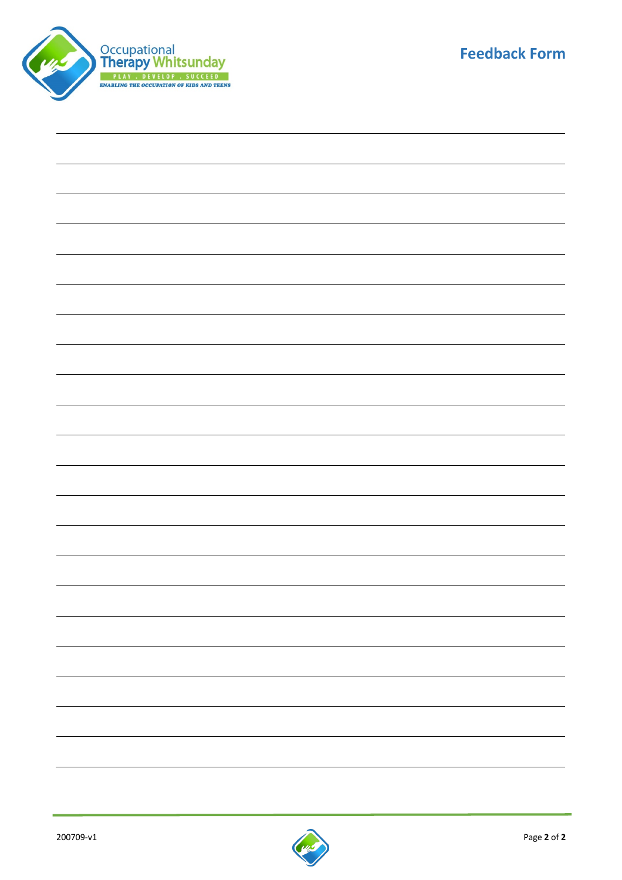# Feedback Form